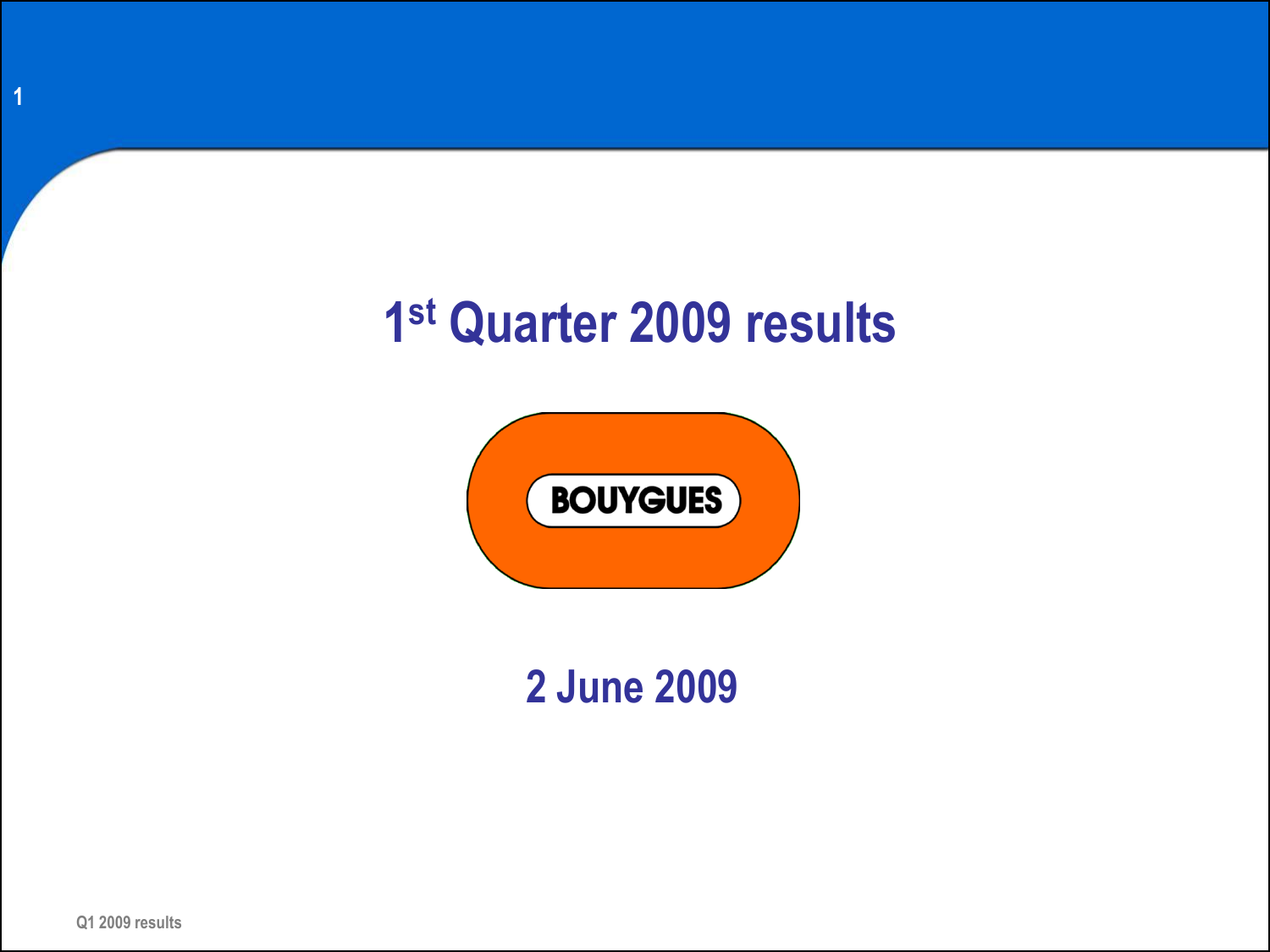# 1st Quarter 2009 results

BOUYGUES

2 June 2009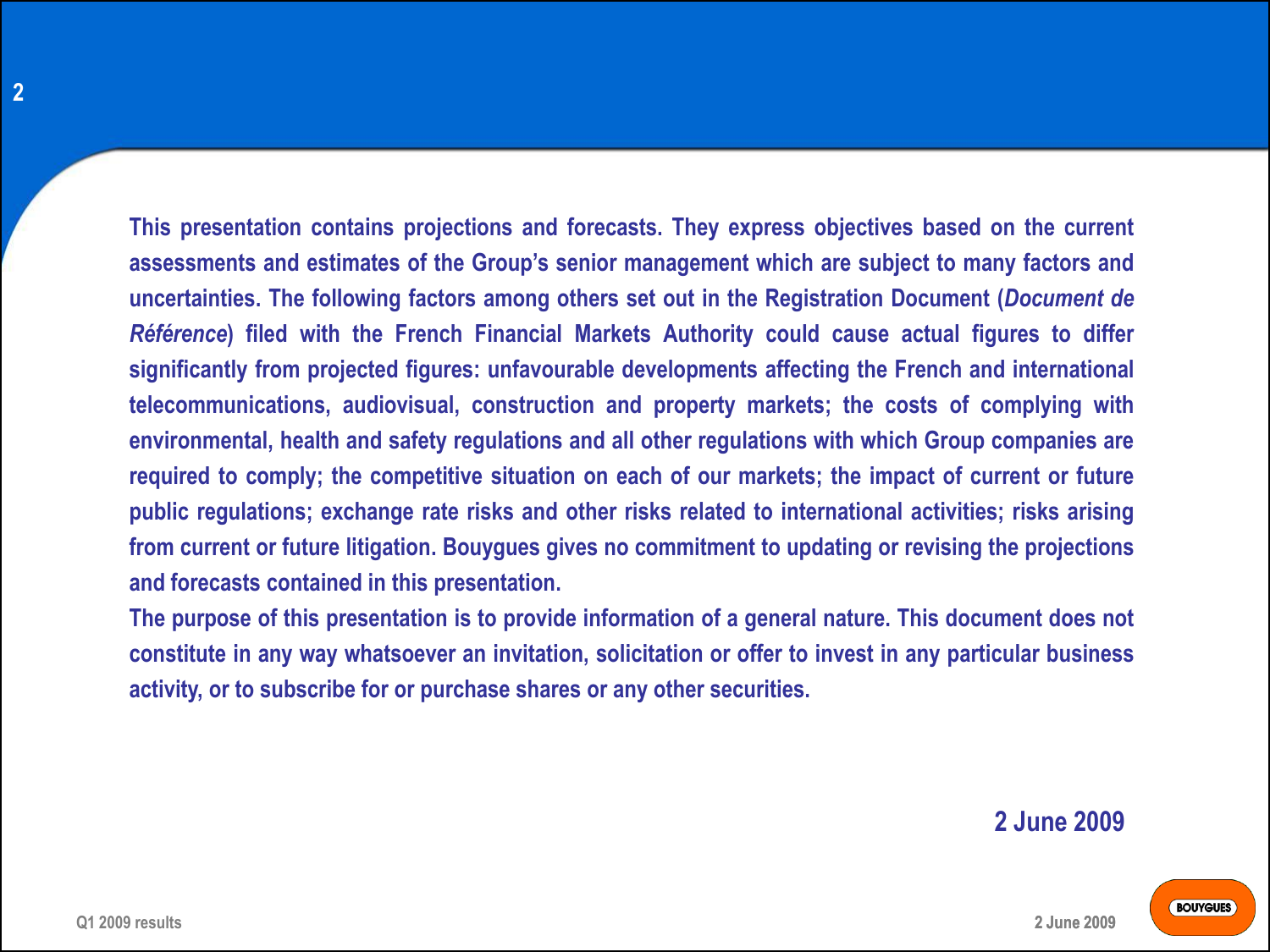**This presentation contains projections and forecasts. They express objectives based on the current assessments and estimates of the Group's senior management which are subject to many factors and uncertainties. The following factors among others set out in the Registration Document (*Document de Référence*) filed with the French Financial Markets Authority could cause actual figures to differ significantly from projected figures: unfavourable developments affecting the French and international telecommunications, audiovisual, construction and property markets; the costs of complying with environmental, health and safety regulations and all other regulations with which Group companies are required to comply; the competitive situation on each of our markets; the impact of current or future public regulations; exchange rate risks and other risks related to international activities; risks arising from current or future litigation. Bouygues gives no commitment to updating or revising the projections and forecasts contained in this presentation.**

**The purpose of this presentation is to provide information of a general nature. This document does not constitute in any way whatsoever an invitation, solicitation or offer to invest in any particular business activity, or to subscribe for or purchase shares or any other securities.**

**2 June 2009**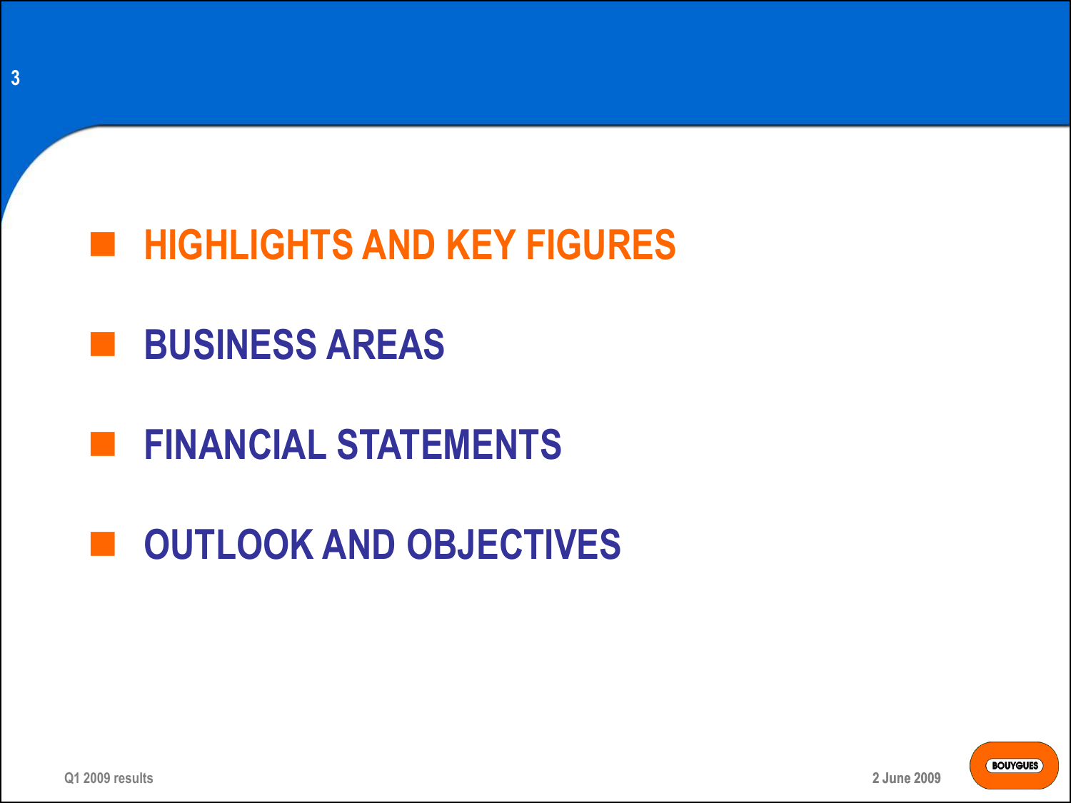- **HIGHLIGHTS AND KEY FIGURES**
- **BUSINESS AREAS**
- **FINANCIAL STATEMENTS**
- **OUTLOOK AND OBJECTIVES**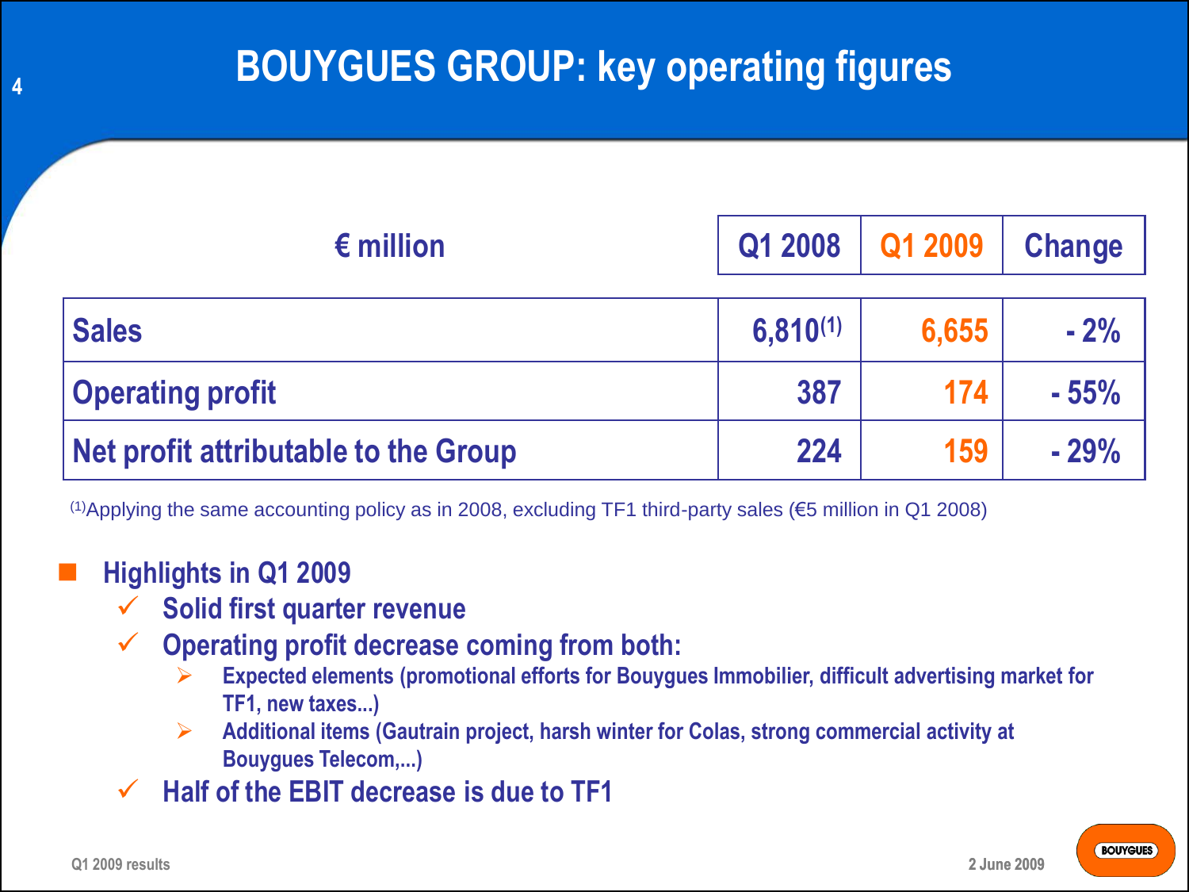# BOUYGUES GROUP: key operating figures

| € million | Q1 2008 | Q1 2009 | Change |
|---|---|---|---|
| Sales | 6,810[1] | 6,655 | - 2% |
| Operating profit | 387 | 174 | - 55% |
| Net profit attributable to the Group | 224 | 159 | - 29% |

[1] Applying the same accounting policy as in 2008, excluding TF1 third-party sales (€5 million in Q1 2008)

- **Highlights in Q1 2009**
  - ✓ **Solid first quarter revenue**
  - ✓ **Operating profit decrease coming from both:**
    - ➢ **Expected elements (promotional efforts for Bouygues Immobilier, difficult advertising market for TF1, new taxes...)**
    - ➢ **Additional items (Gautrain project, harsh winter for Colas, strong commercial activity at Bouygues Telecom,...)**
  - ✓ **Half of the EBIT decrease is due to TF1**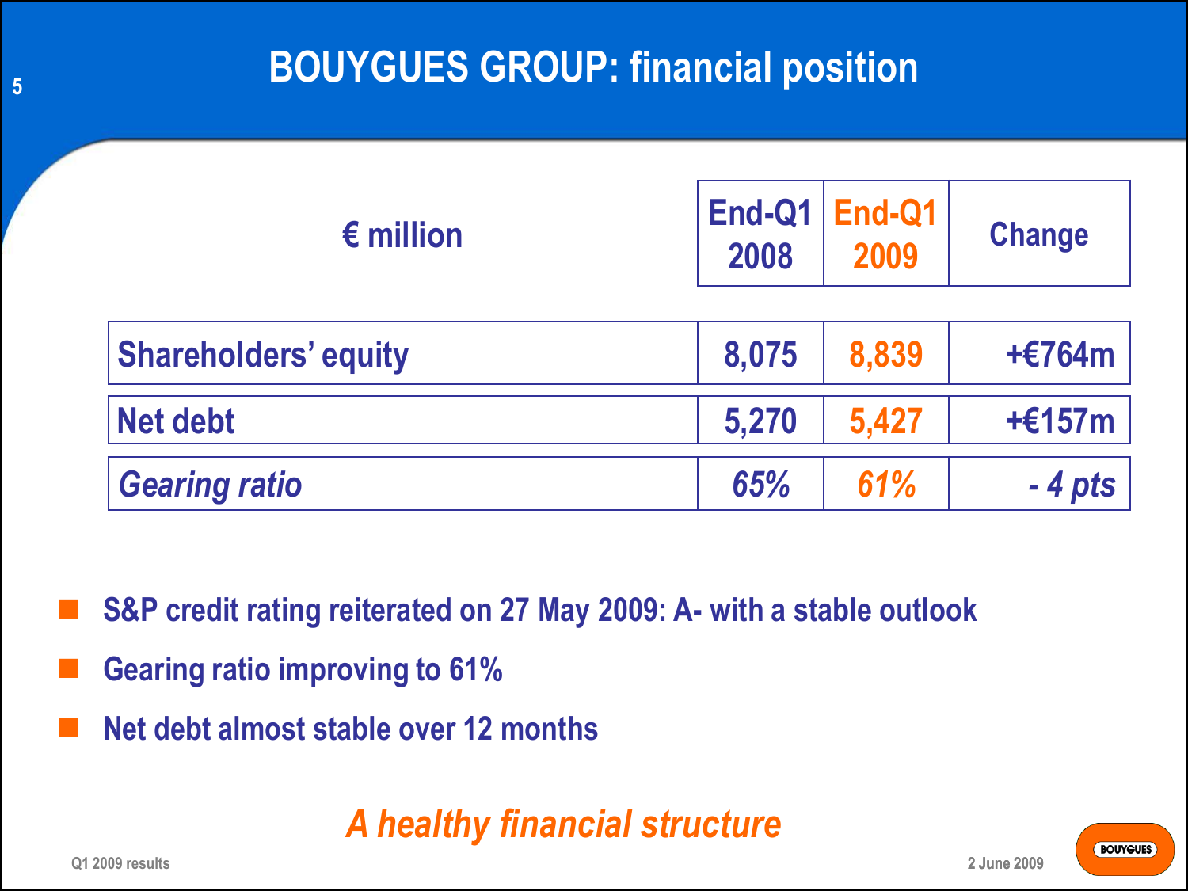# BOUYGUES GROUP: financial position

| € million | End-Q1 2008 | End-Q1 2009 | Change |
|---|---|---|---|
| Shareholders' equity | 8,075 | 8,839 | +€764m |
| Net debt | 5,270 | 5,427 | +€157m |
| *Gearing ratio* | *65%* | *61%* | *- 4 pts* |

- S&P credit rating reiterated on 27 May 2009: A- with a stable outlook
- Gearing ratio improving to 61%
- Net debt almost stable over 12 months

*A healthy financial structure*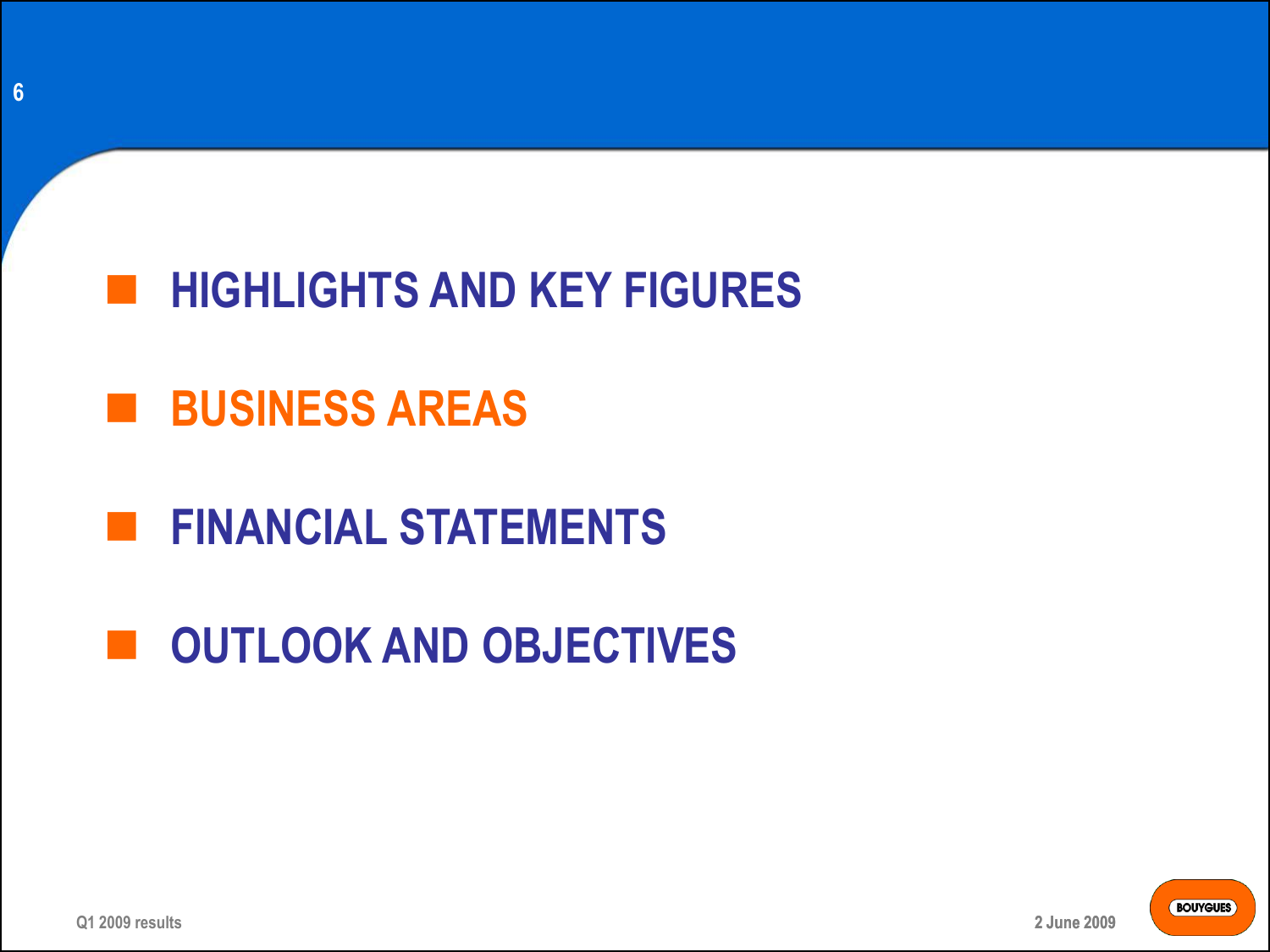- HIGHLIGHTS AND KEY FIGURES
- **BUSINESS AREAS**
- FINANCIAL STATEMENTS
- OUTLOOK AND OBJECTIVES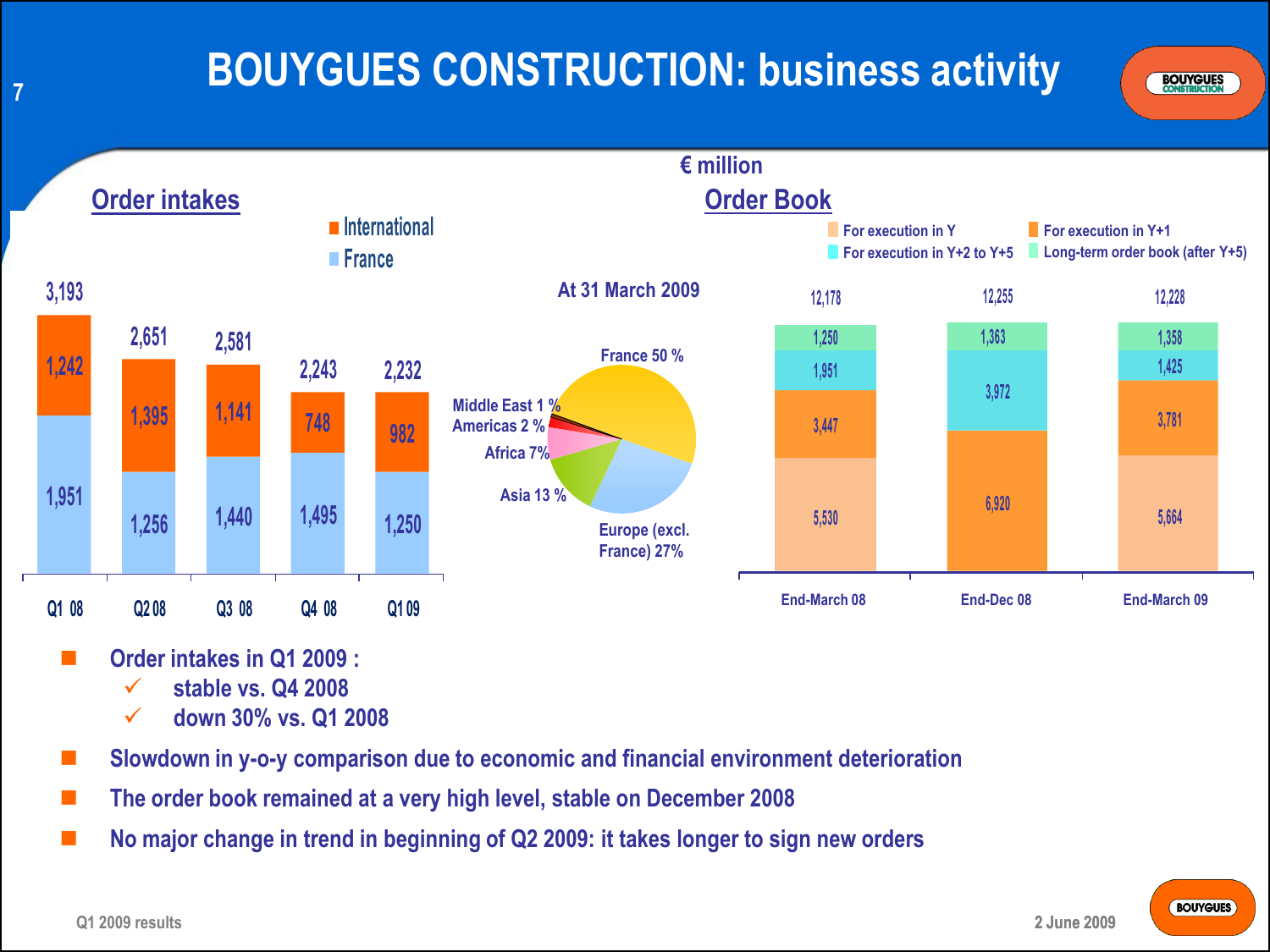# BOUYGUES CONSTRUCTION: business activity

€ million

## Order intakes

| | Q1 08 | Q2 08 | Q3 08 | Q4 08 | Q1 09 |
|---|---|---|---|---|---|
| International | 1,242 | 1,395 | 1,141 | 748 | 982 |
| France | 1,951 | 1,256 | 1,440 | 1,495 | 1,250 |
| Total | 3,193 | 2,651 | 2,581 | 2,243 | 2,232 |

At 31 March 2009

- France 50 %
- Europe (excl. France) 27%
- Asia 13 %
- Africa 7%
- Americas 2 %
- Middle East 1 %

## Order Book

| | End-March 08 | End-Dec 08 | End-March 09 |
|---|---|---|---|
| Long-term order book (after Y+5) | 1,250 | 1,363 | 1,358 |
| For execution in Y+2 to Y+5 | 1,951 | 3,972 | 1,425 |
| For execution in Y+1 | 3,447 | | 3,781 |
| For execution in Y | 5,530 | 6,920 | 5,664 |
| Total | 12,178 | 12,255 | 12,228 |

- Order intakes in Q1 2009 :
  - ✓ stable vs. Q4 2008
  - ✓ down 30% vs. Q1 2008
- Slowdown in y-o-y comparison due to economic and financial environment deterioration
- The order book remained at a very high level, stable on December 2008
- No major change in trend in beginning of Q2 2009: it takes longer to sign new orders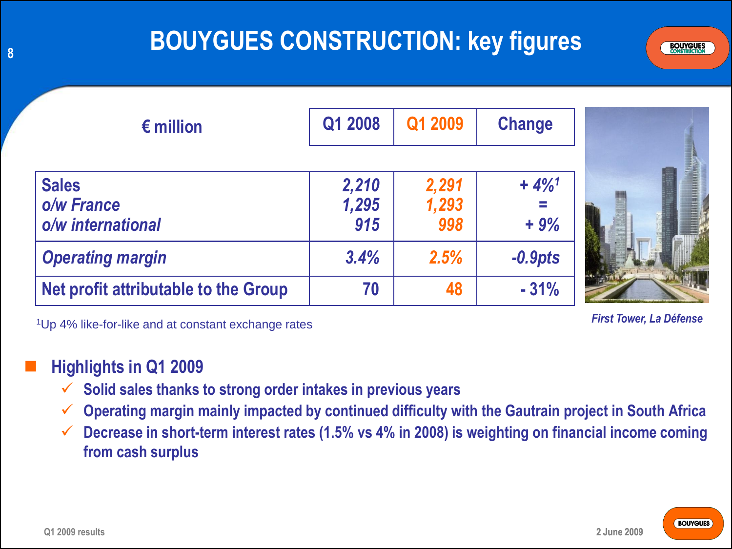# BOUYGUES CONSTRUCTION: key figures

| € million | Q1 2008 | Q1 2009 | Change |
|---|---|---|---|
| **Sales** | *2,210* | *2,291* | *+ 4%*[1] |
| *o/w France* | *1,295* | *1,293* | = |
| *o/w international* | *915* | *998* | + 9% |
| *Operating margin* | *3.4%* | *2.5%* | *-0.9pts* |
| **Net profit attributable to the Group** | 70 | 48 | - 31% |

[1]Up 4% like-for-like and at constant exchange rates

*First Tower, La Défense*

- **Highlights in Q1 2009**
  - ✓ Solid sales thanks to strong order intakes in previous years
  - ✓ Operating margin mainly impacted by continued difficulty with the Gautrain project in South Africa
  - ✓ Decrease in short-term interest rates (1.5% vs 4% in 2008) is weighting on financial income coming from cash surplus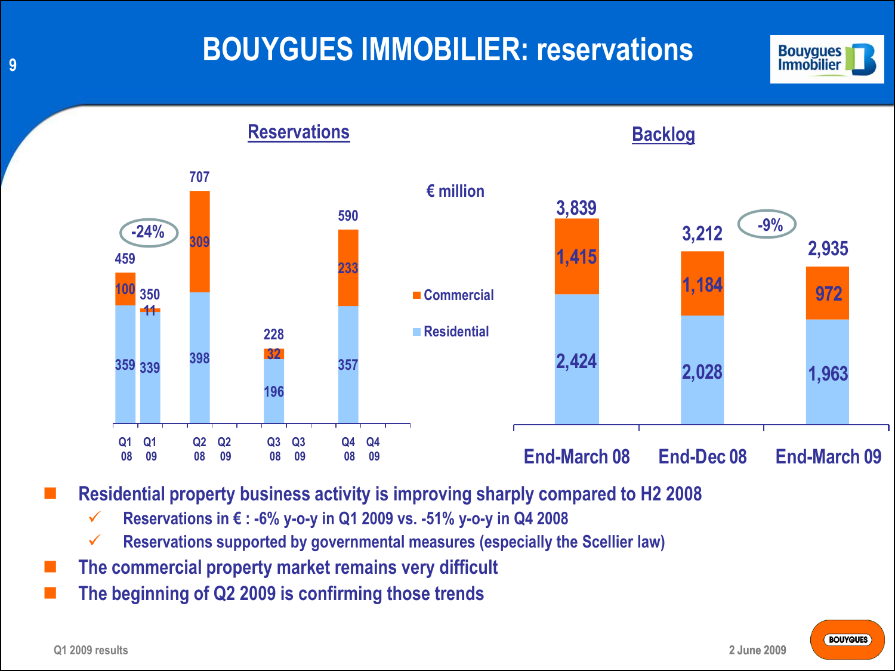# BOUYGUES IMMOBILIER: reservations

## Reservations

€ million

| | Q1 08 | Q1 09 | Q2 08 | Q2 09 | Q3 08 | Q3 09 | Q4 08 | Q4 09 |
|---|---|---|---|---|---|---|---|---|
| Commercial | 100 | 11 | 309 | | 32 | | 233 | |
| Residential | 359 | 339 | 398 | | 196 | | 357 | |
| Total | 459 | 350 | 707 | | 228 | | 590 | |

-24%

## Backlog

| | End-March 08 | End-Dec 08 | End-March 09 |
|---|---|---|---|
| Commercial | 1,415 | 1,184 | 972 |
| Residential | 2,424 | 2,028 | 1,963 |
| Total | 3,839 | 3,212 | 2,935 |

-9%

- Residential property business activity is improving sharply compared to H2 2008
  - ✓ Reservations in € : -6% y-o-y in Q1 2009 vs. -51% y-o-y in Q4 2008
  - ✓ Reservations supported by governmental measures (especially the Scellier law)
- The commercial property market remains very difficult
- The beginning of Q2 2009 is confirming those trends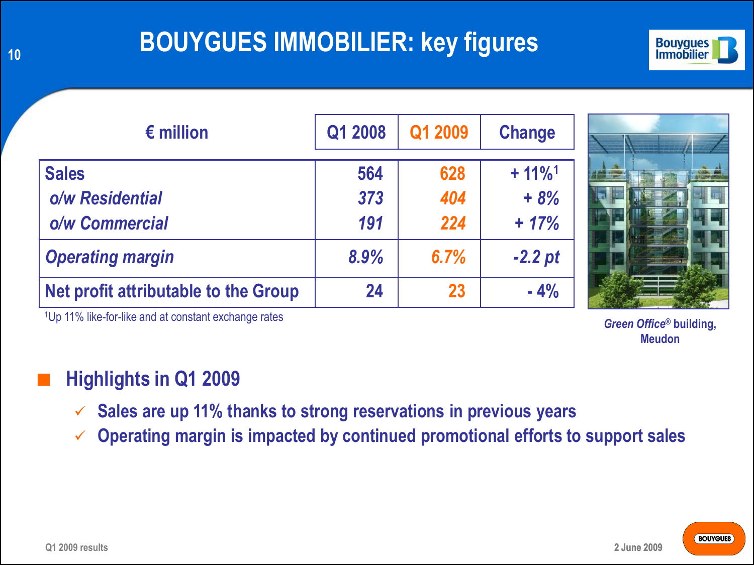# BOUYGUES IMMOBILIER: key figures

| € million | Q1 2008 | Q1 2009 | Change |
|---|---|---|---|
| **Sales** | 564 | 628 | + 11%[1] |
| *o/w Residential* | *373* | *404* | *+ 8%* |
| *o/w Commercial* | *191* | *224* | *+ 17%* |
| *Operating margin* | *8.9%* | *6.7%* | *-2.2 pt* |
| **Net profit attributable to the Group** | 24 | 23 | - 4% |

[1]Up 11% like-for-like and at constant exchange rates

*Green Office*® building, Meudon

## Highlights in Q1 2009

- ✓ Sales are up 11% thanks to strong reservations in previous years
- ✓ Operating margin is impacted by continued promotional efforts to support sales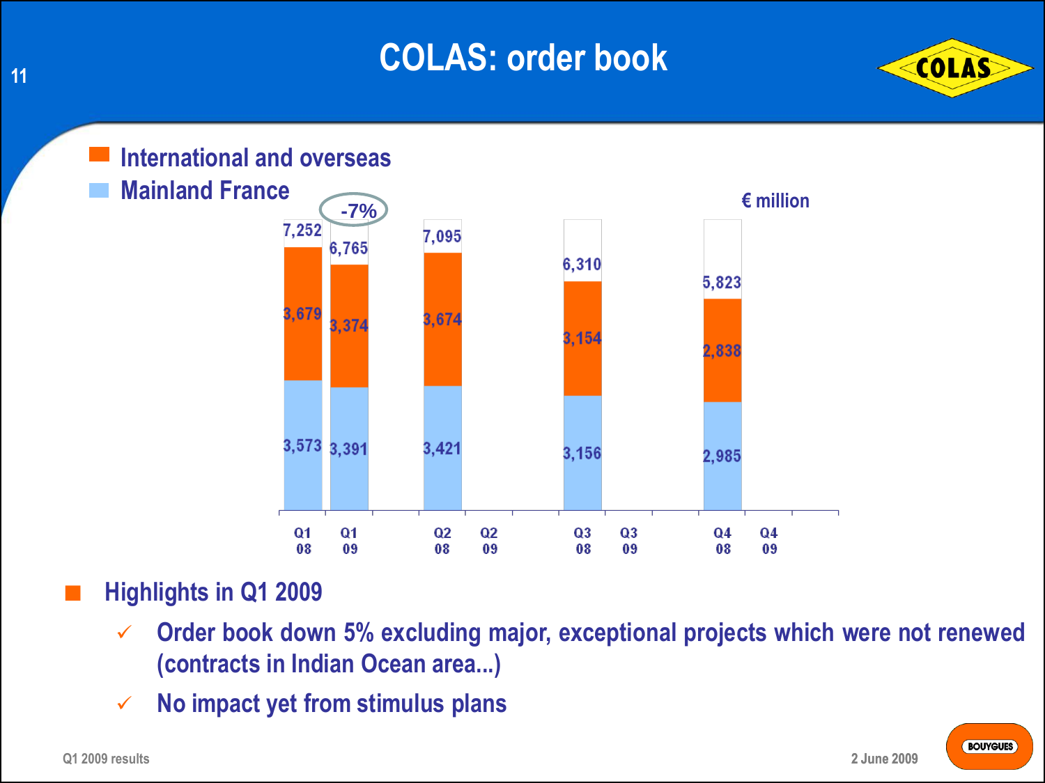# COLAS: order book

€ million

| | Q1 08 | Q1 09 | Q2 08 | Q2 09 | Q3 08 | Q3 09 | Q4 08 | Q4 09 |
|---|---|---|---|---|---|---|---|---|
| International and overseas | 3,679 | 3,374 | 3,674 | | 3,154 | | 2,838 | |
| Mainland France | 3,573 | 3,391 | 3,421 | | 3,156 | | 2,985 | |
| Total | 7,252 | 6,765 | 7,095 | | 6,310 | | 5,823 | |

-7%

- **Highlights in Q1 2009**
  - ✓ Order book down 5% excluding major, exceptional projects which were not renewed (contracts in Indian Ocean area...)
  - ✓ No impact yet from stimulus plans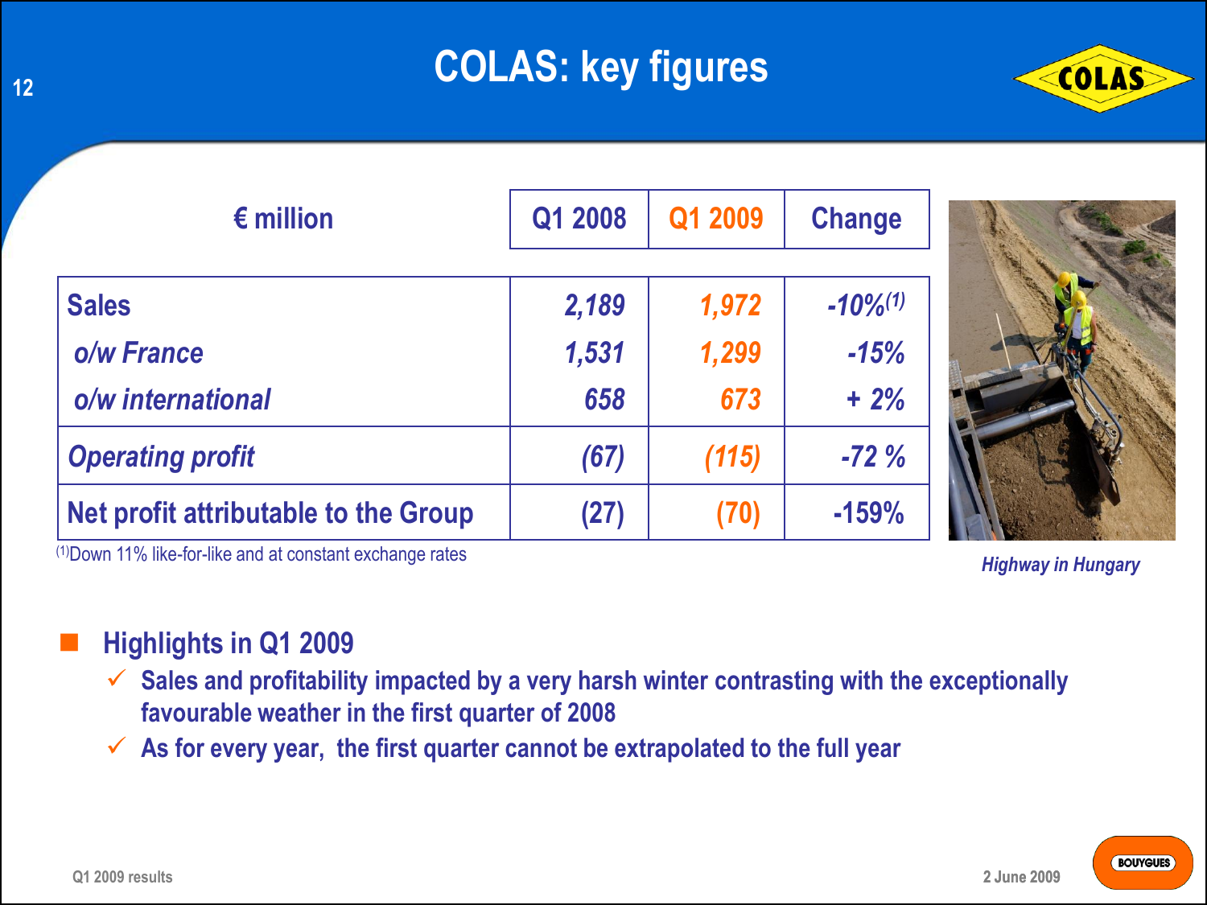# COLAS: key figures

| € million | Q1 2008 | Q1 2009 | Change |
|---|---|---|---|
| **Sales** | *2,189* | *1,972* | *-10%*[1] |
| *o/w France* | *1,531* | *1,299* | *-15%* |
| *o/w international* | *658* | *673* | *+ 2%* |
| *Operating profit* | *(67)* | *(115)* | *-72 %* |
| **Net profit attributable to the Group** | (27) | (70) | -159% |

[1] Down 11% like-for-like and at constant exchange rates

*Highway in Hungary*

## Highlights in Q1 2009

- ✓ Sales and profitability impacted by a very harsh winter contrasting with the exceptionally favourable weather in the first quarter of 2008
- ✓ As for every year, the first quarter cannot be extrapolated to the full year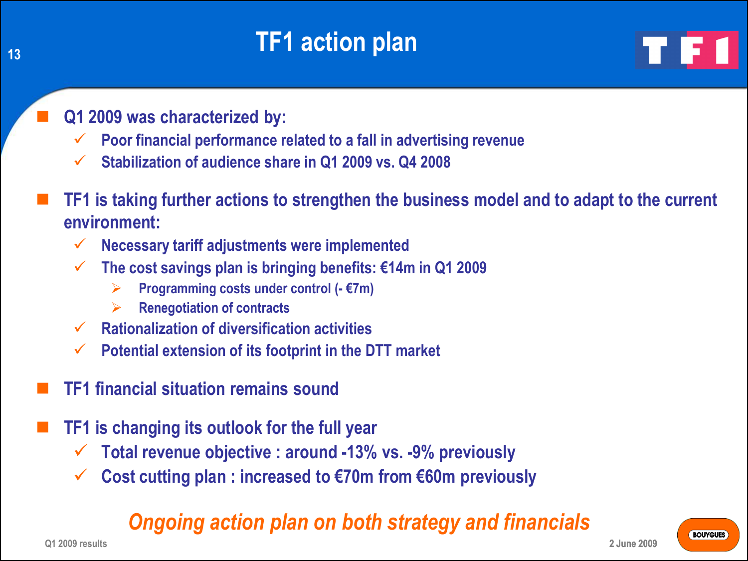# TF1 action plan

- **Q1 2009 was characterized by:**
  - Poor financial performance related to a fall in advertising revenue
  - Stabilization of audience share in Q1 2009 vs. Q4 2008
- **TF1 is taking further actions to strengthen the business model and to adapt to the current environment:**
  - Necessary tariff adjustments were implemented
  - The cost savings plan is bringing benefits: €14m in Q1 2009
    - Programming costs under control (- €7m)
    - Renegotiation of contracts
  - Rationalization of diversification activities
  - Potential extension of its footprint in the DTT market
- **TF1 financial situation remains sound**
- **TF1 is changing its outlook for the full year**
  - Total revenue objective : around -13% vs. -9% previously
  - Cost cutting plan : increased to €70m from €60m previously

*Ongoing action plan on both strategy and financials*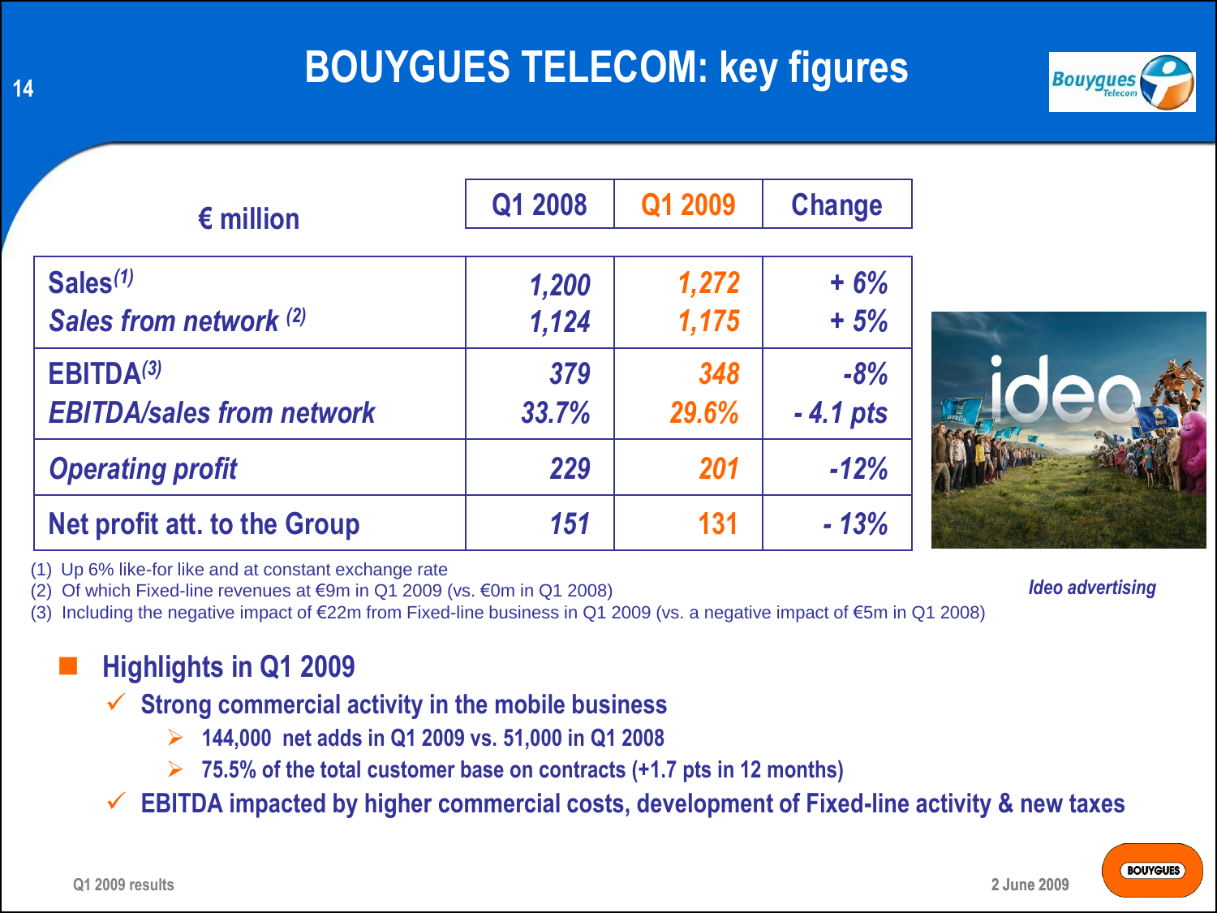# BOUYGUES TELECOM: key figures

| € million | Q1 2008 | Q1 2009 | Change |
|---|---|---|---|
| Sales[1] | 1,200 | 1,272 | + 6% |
| *Sales from network* [2] | 1,124 | 1,175 | + 5% |
| EBITDA[3] | 379 | 348 | -8% |
| *EBITDA/sales from network* | 33.7% | 29.6% | - 4.1 pts |
| *Operating profit* | 229 | 201 | -12% |
| Net profit att. to the Group | 151 | 131 | - 13% |

(1) Up 6% like-for like and at constant exchange rate
(2) Of which Fixed-line revenues at €9m in Q1 2009 (vs. €0m in Q1 2008)
(3) Including the negative impact of €22m from Fixed-line business in Q1 2009 (vs. a negative impact of €5m in Q1 2008)

*Ideo advertising*

- **Highlights in Q1 2009**
  - ✓ **Strong commercial activity in the mobile business**
    - **144,000 net adds in Q1 2009 vs. 51,000 in Q1 2008**
    - **75.5% of the total customer base on contracts (+1.7 pts in 12 months)**
  - ✓ **EBITDA impacted by higher commercial costs, development of Fixed-line activity & new taxes**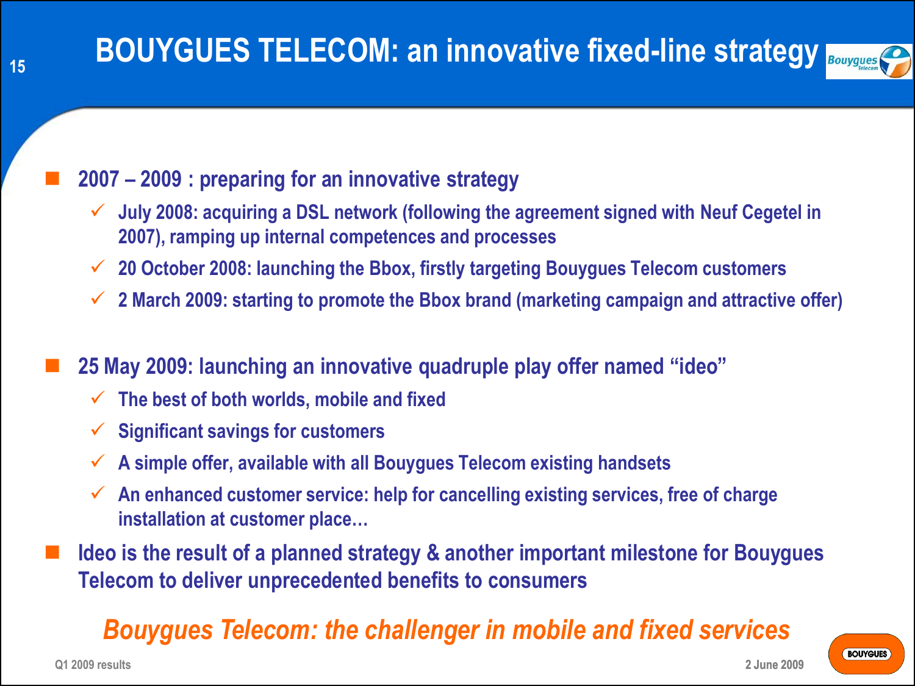# BOUYGUES TELECOM: an innovative fixed-line strategy

- **2007 – 2009 : preparing for an innovative strategy**
  - ✓ **July 2008: acquiring a DSL network (following the agreement signed with Neuf Cegetel in 2007), ramping up internal competences and processes**
  - ✓ **20 October 2008: launching the Bbox, firstly targeting Bouygues Telecom customers**
  - ✓ **2 March 2009: starting to promote the Bbox brand (marketing campaign and attractive offer)**

- **25 May 2009: launching an innovative quadruple play offer named "ideo"**
  - ✓ **The best of both worlds, mobile and fixed**
  - ✓ **Significant savings for customers**
  - ✓ **A simple offer, available with all Bouygues Telecom existing handsets**
  - ✓ **An enhanced customer service: help for cancelling existing services, free of charge installation at customer place…**

- **Ideo is the result of a planned strategy & another important milestone for Bouygues Telecom to deliver unprecedented benefits to consumers**

***Bouygues Telecom: the challenger in mobile and fixed services***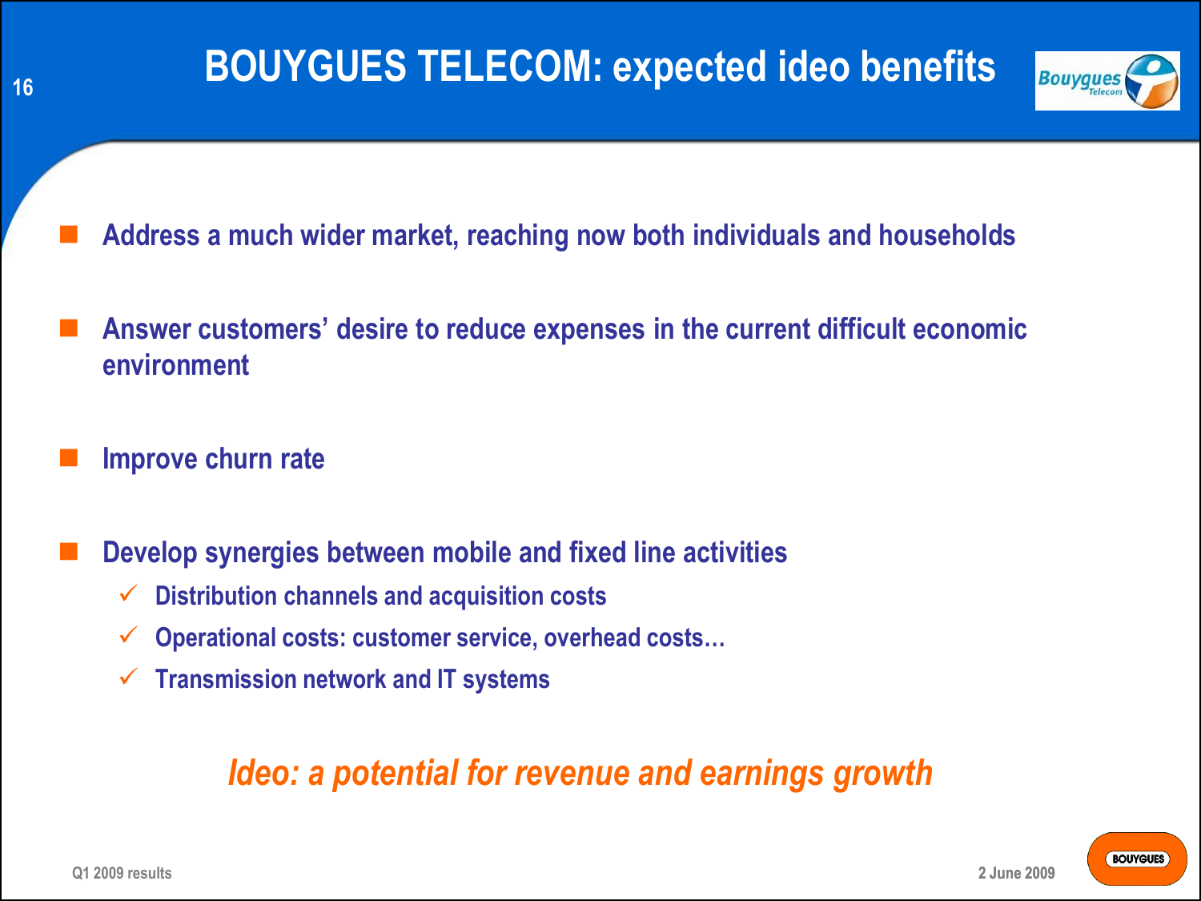# BOUYGUES TELECOM: expected ideo benefits

- Address a much wider market, reaching now both individuals and households
- Answer customers' desire to reduce expenses in the current difficult economic environment
- Improve churn rate
- Develop synergies between mobile and fixed line activities
  - ✓ Distribution channels and acquisition costs
  - ✓ Operational costs: customer service, overhead costs…
  - ✓ Transmission network and IT systems

*Ideo: a potential for revenue and earnings growth*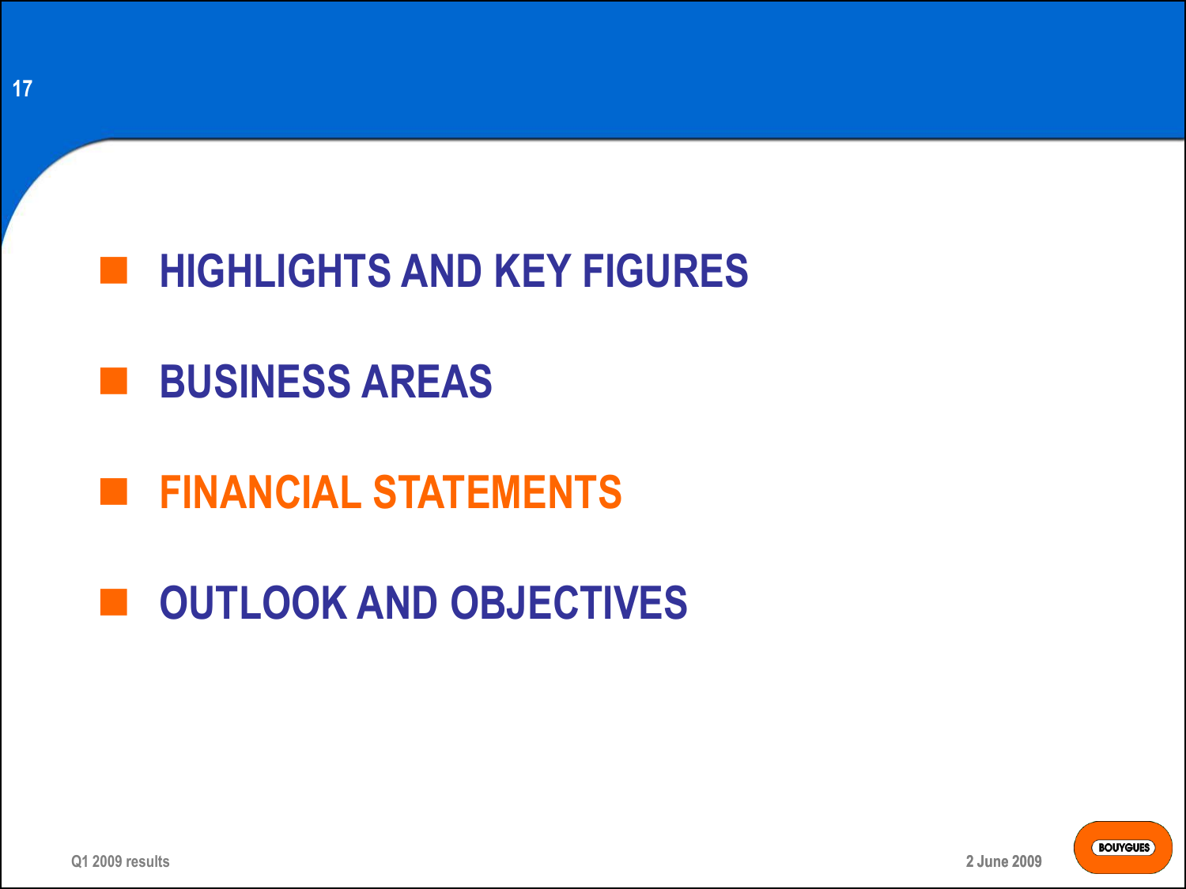- HIGHLIGHTS AND KEY FIGURES
- BUSINESS AREAS
- **FINANCIAL STATEMENTS**
- OUTLOOK AND OBJECTIVES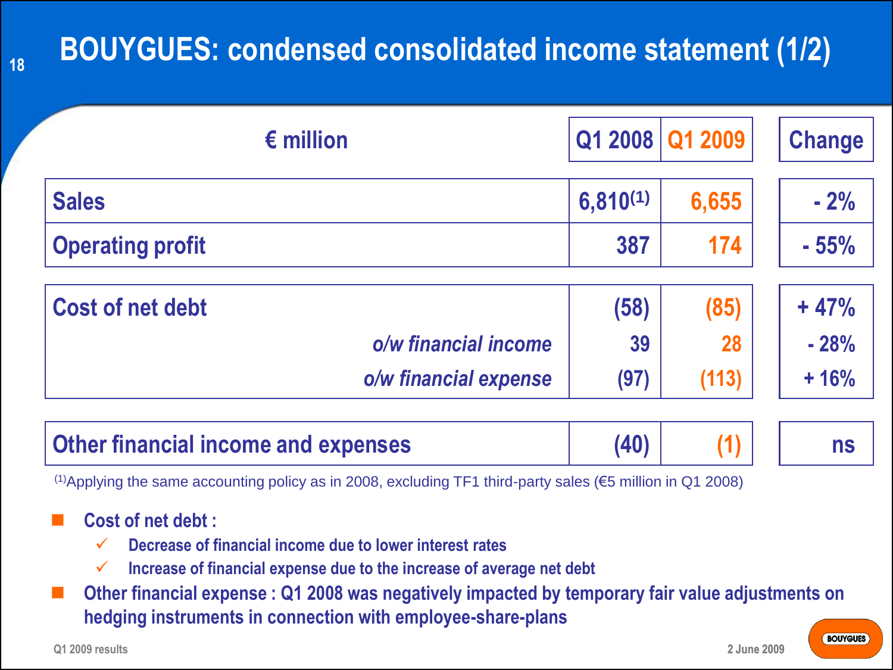# BOUYGUES: condensed consolidated income statement (1/2)

| € million | Q1 2008 | Q1 2009 | Change |
|---|---|---|---|
| Sales | 6,810[1] | 6,655 | - 2% |
| Operating profit | 387 | 174 | - 55% |
| Cost of net debt | (58) | (85) | + 47% |
| *o/w financial income* | 39 | 28 | - 28% |
| *o/w financial expense* | (97) | (113) | + 16% |
| Other financial income and expenses | (40) | (1) | ns |

[1] Applying the same accounting policy as in 2008, excluding TF1 third-party sales (€5 million in Q1 2008)

- **Cost of net debt :**
  - ✓ Decrease of financial income due to lower interest rates
  - ✓ Increase of financial expense due to the increase of average net debt
- **Other financial expense : Q1 2008 was negatively impacted by temporary fair value adjustments on hedging instruments in connection with employee-share-plans**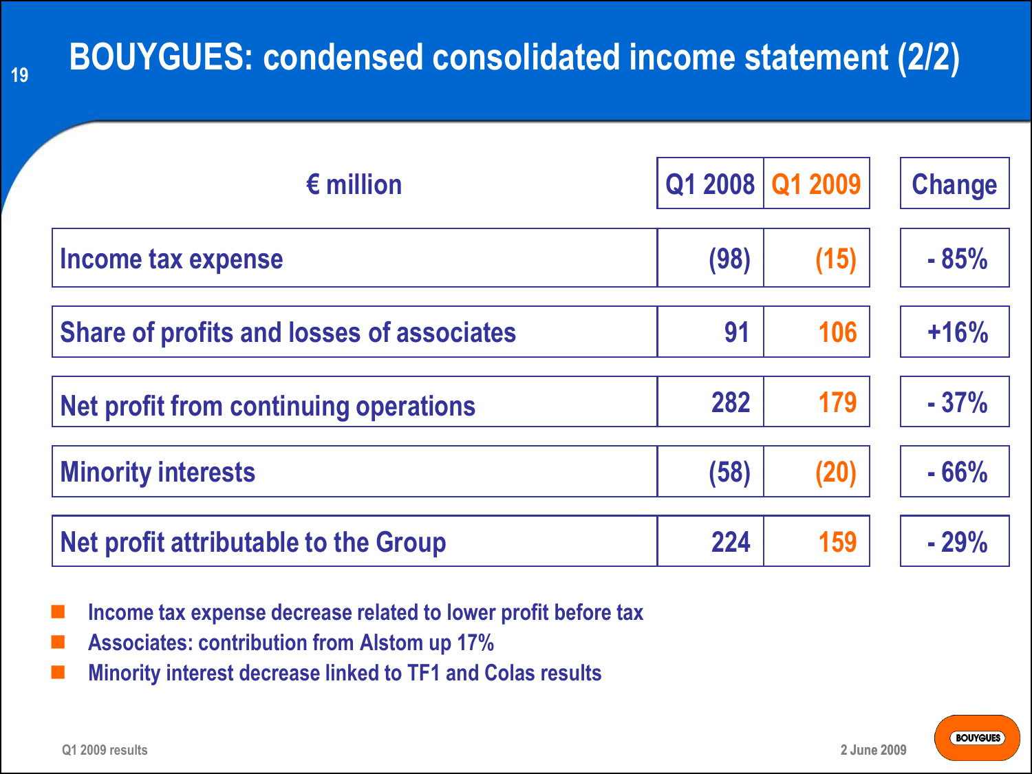# BOUYGUES: condensed consolidated income statement (2/2)

| € million | Q1 2008 | Q1 2009 | Change |
|---|---|---|---|
| Income tax expense | (98) | (15) | - 85% |
| Share of profits and losses of associates | 91 | 106 | +16% |
| Net profit from continuing operations | 282 | 179 | - 37% |
| Minority interests | (58) | (20) | - 66% |
| Net profit attributable to the Group | 224 | 159 | - 29% |

- Income tax expense decrease related to lower profit before tax
- Associates: contribution from Alstom up 17%
- Minority interest decrease linked to TF1 and Colas results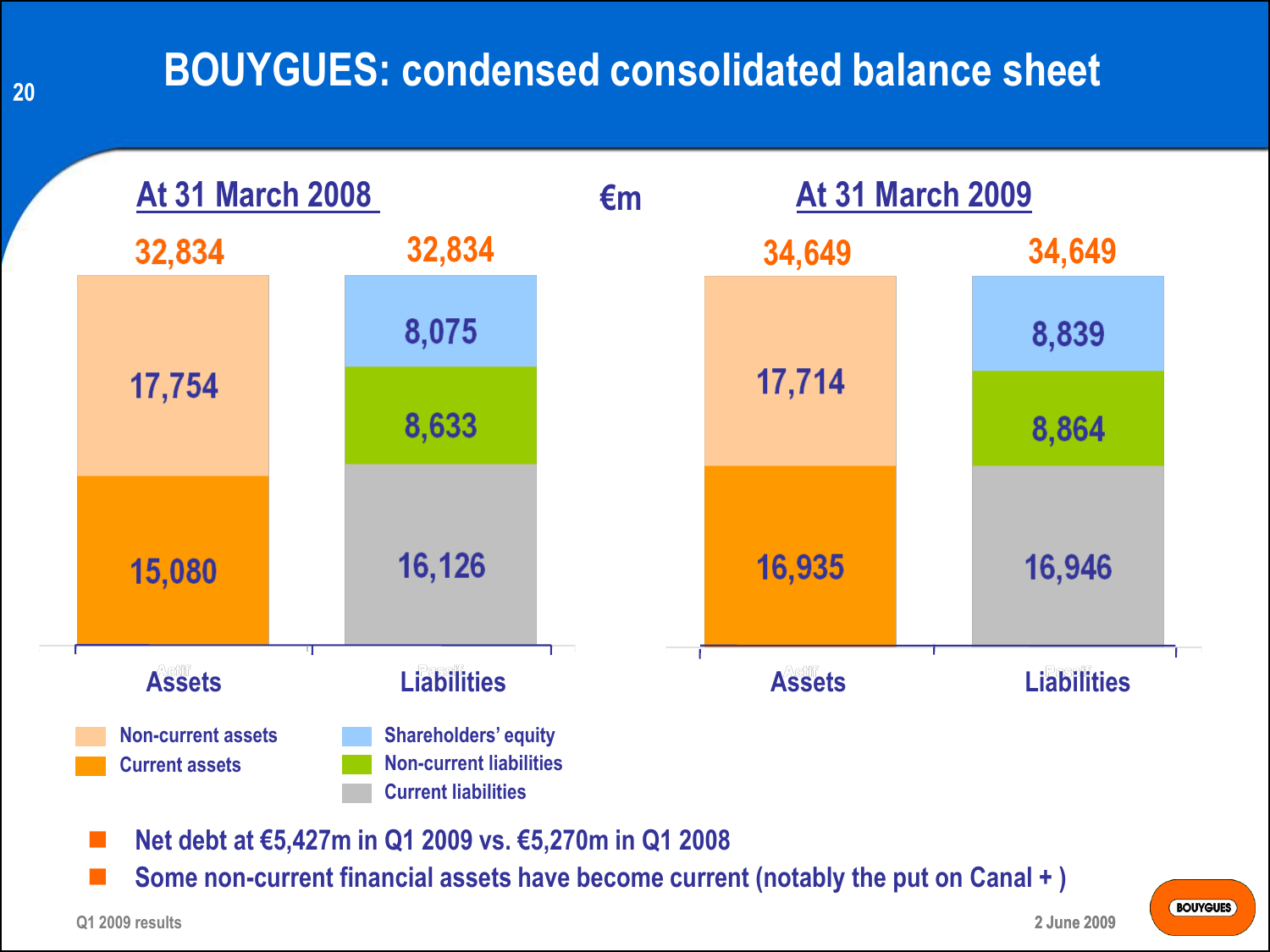# BOUYGUES: condensed consolidated balance sheet

€m

## At 31 March 2008

| | Assets | Liabilities |
|---|---|---|
| Total | 32,834 | 32,834 |
| Non-current assets | 17,754 | |
| Current assets | 15,080 | |
| Shareholders' equity | | 8,075 |
| Non-current liabilities | | 8,633 |
| Current liabilities | | 16,126 |

## At 31 March 2009

| | Assets | Liabilities |
|---|---|---|
| Total | 34,649 | 34,649 |
| Non-current assets | 17,714 | |
| Current assets | 16,935 | |
| Shareholders' equity | | 8,839 |
| Non-current liabilities | | 8,864 |
| Current liabilities | | 16,946 |

- Net debt at €5,427m in Q1 2009 vs. €5,270m in Q1 2008
- Some non-current financial assets have become current (notably the put on Canal + )

Q1 2009 results

2 June 2009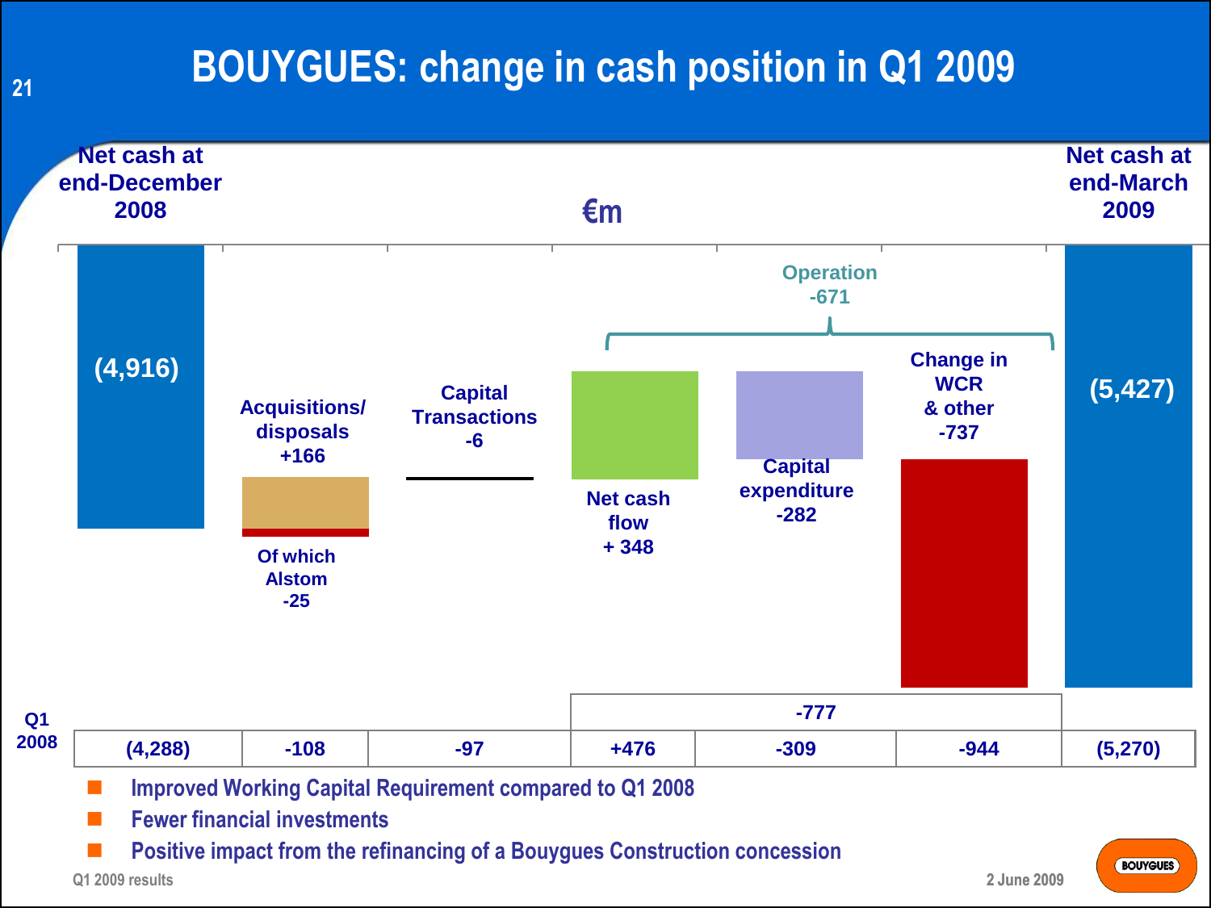# BOUYGUES: change in cash position in Q1 2009

€m

| | Net cash at end-December 2008 | Acquisitions/ disposals | Capital Transactions | Net cash flow | Capital expenditure | Change in WCR & other | Net cash at end-March 2009 |
|---|---|---|---|---|---|---|---|
| Q1 2009 | (4,916) | +166 (Of which Alstom -25) | -6 | +348 | -282 | -737 | (5,427) |
| Q1 2008 | (4,288) | -108 | -97 | +476 | -309 | -944 | (5,270) |

Operation Q1 2009: -671

Operation Q1 2008: -777

- Improved Working Capital Requirement compared to Q1 2008
- Fewer financial investments
- Positive impact from the refinancing of a Bouygues Construction concession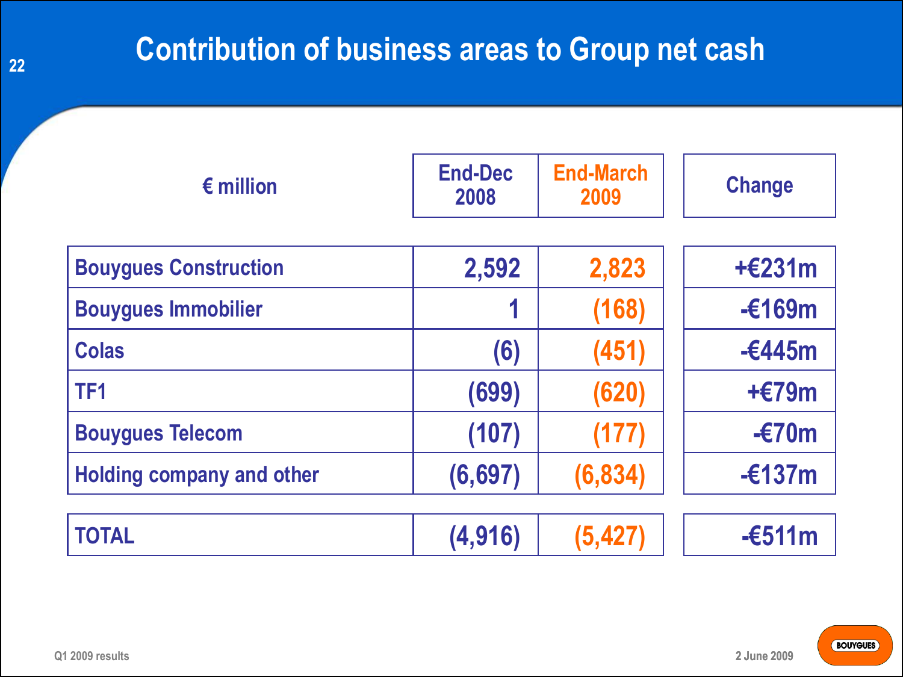# Contribution of business areas to Group net cash

| € million | End-Dec 2008 | End-March 2009 | Change |
|---|---|---|---|
| Bouygues Construction | 2,592 | 2,823 | +€231m |
| Bouygues Immobilier | 1 | (168) | -€169m |
| Colas | (6) | (451) | -€445m |
| TF1 | (699) | (620) | +€79m |
| Bouygues Telecom | (107) | (177) | -€70m |
| Holding company and other | (6,697) | (6,834) | -€137m |
| TOTAL | (4,916) | (5,427) | -€511m |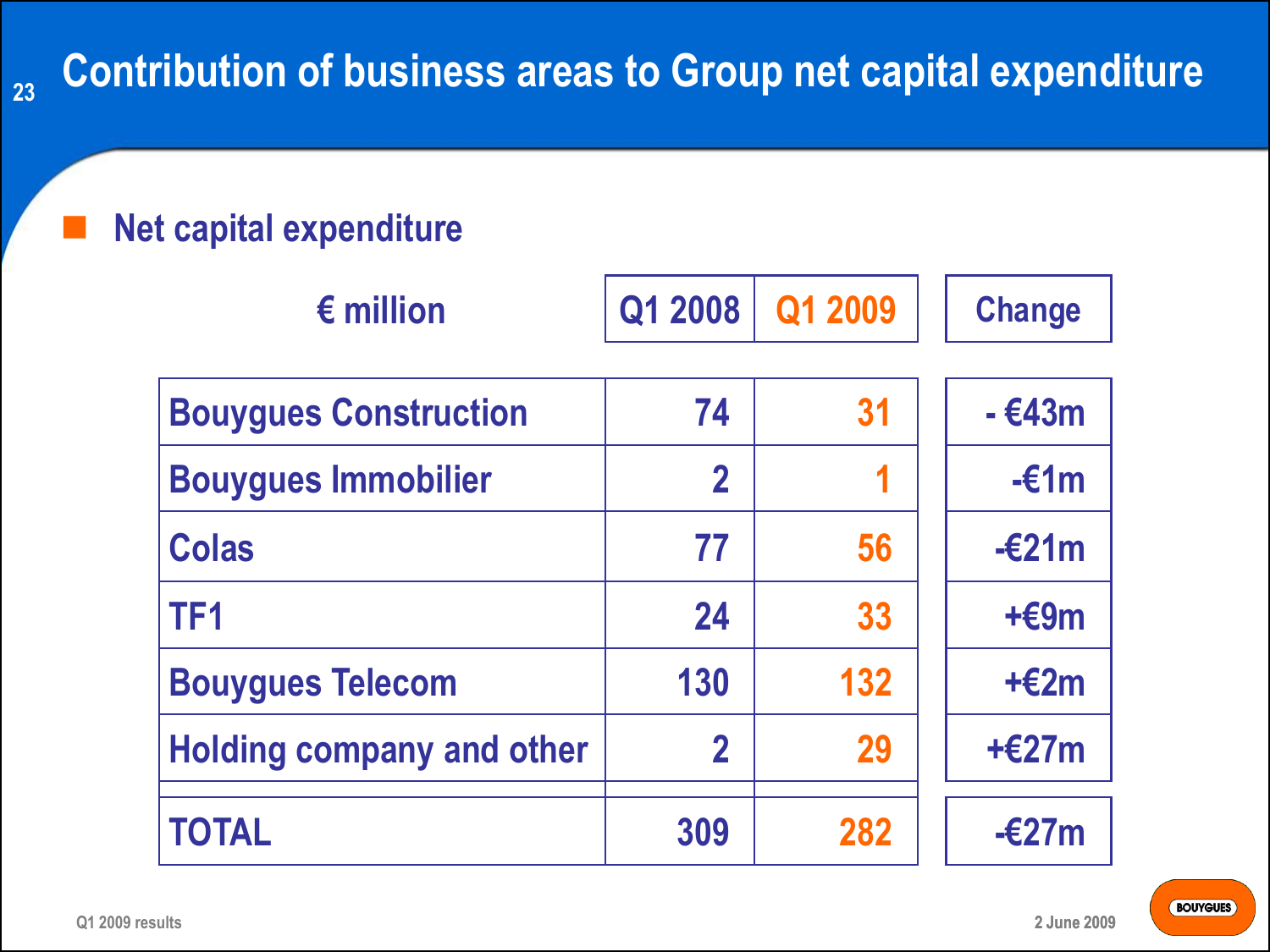# Contribution of business areas to Group net capital expenditure

- Net capital expenditure

| € million | Q1 2008 | Q1 2009 | Change |
|---|---|---|---|
| Bouygues Construction | 74 | 31 | - €43m |
| Bouygues Immobilier | 2 | 1 | -€1m |
| Colas | 77 | 56 | -€21m |
| TF1 | 24 | 33 | +€9m |
| Bouygues Telecom | 130 | 132 | +€2m |
| Holding company and other | 2 | 29 | +€27m |
| TOTAL | 309 | 282 | -€27m |

Q1 2009 results

2 June 2009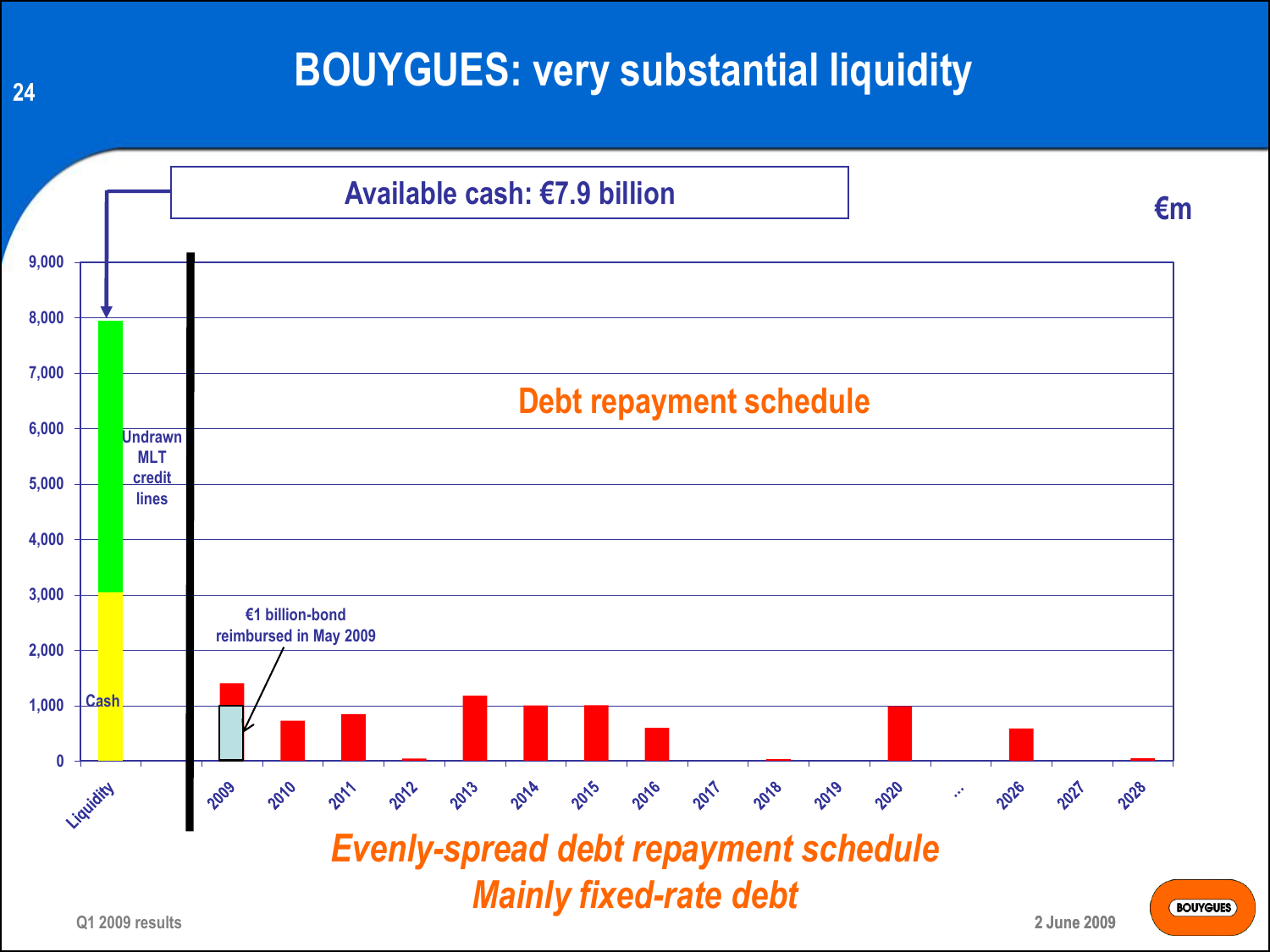# BOUYGUES: very substantial liquidity

**Available cash: €7.9 billion**

€m

Undrawn MLT credit lines

Cash

Liquidity

**Debt repayment schedule**

€1 billion-bond reimbursed in May 2009

9,000
8,000
7,000
6,000
5,000
4,000
3,000
2,000
1,000
0

2009 2010 2011 2012 2013 2014 2015 2016 2017 2018 2019 2020 … 2026 2027 2028

***Evenly-spread debt repayment schedule***

***Mainly fixed-rate debt***

Q1 2009 results

2 June 2009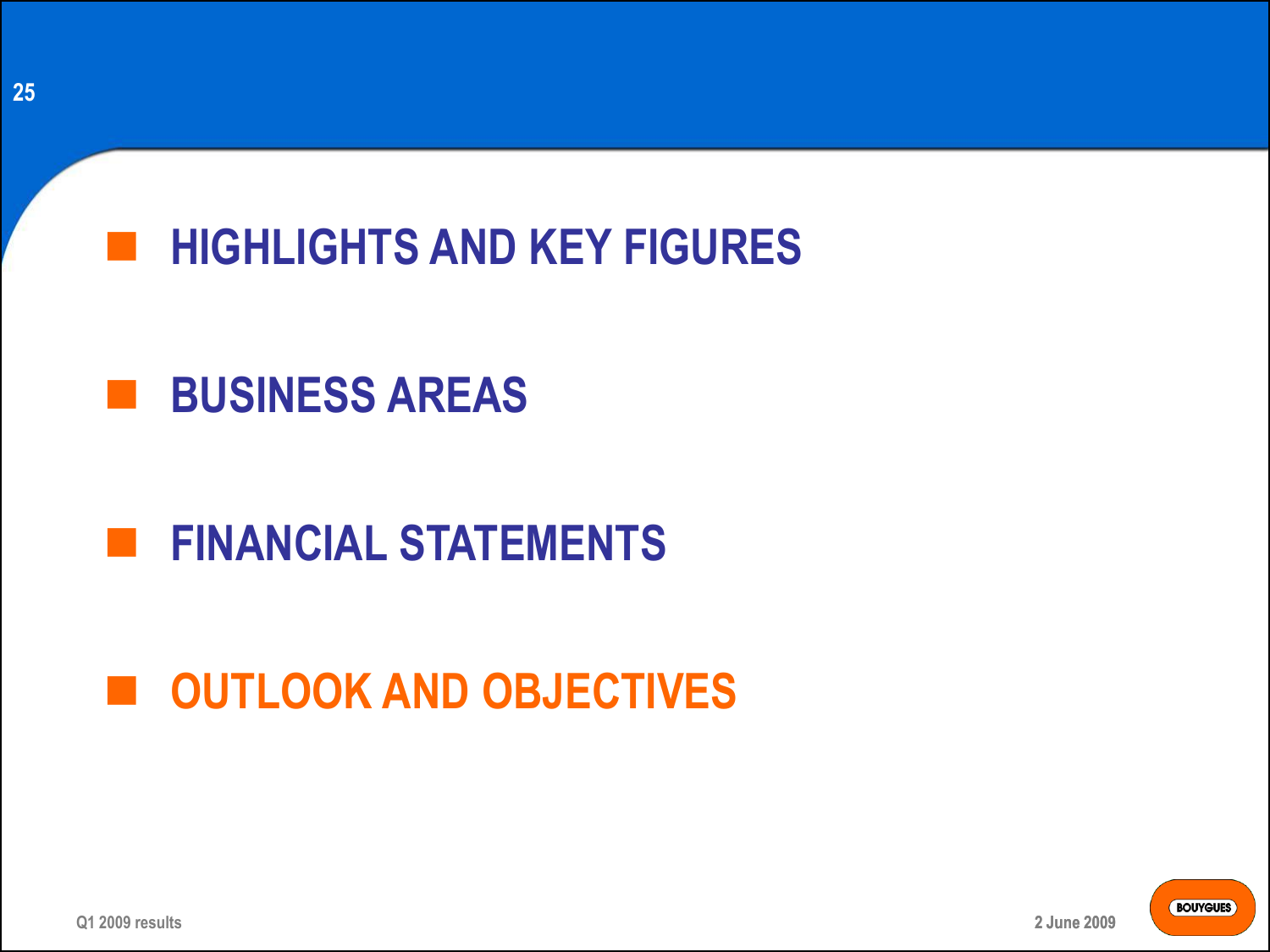- HIGHLIGHTS AND KEY FIGURES
- BUSINESS AREAS
- FINANCIAL STATEMENTS
- **OUTLOOK AND OBJECTIVES**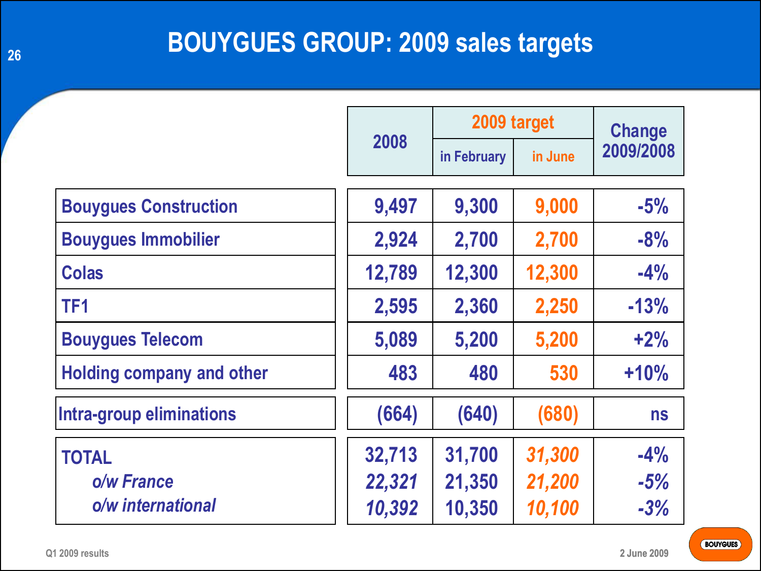# BOUYGUES GROUP: 2009 sales targets

| | 2008 | 2009 target | | Change 2009/2008 |
|---|---|---|---|---|
| | | in February | in June | |
| Bouygues Construction | 9,497 | 9,300 | 9,000 | -5% |
| Bouygues Immobilier | 2,924 | 2,700 | 2,700 | -8% |
| Colas | 12,789 | 12,300 | 12,300 | -4% |
| TF1 | 2,595 | 2,360 | 2,250 | -13% |
| Bouygues Telecom | 5,089 | 5,200 | 5,200 | +2% |
| Holding company and other | 483 | 480 | 530 | +10% |
| Intra-group eliminations | (664) | (640) | (680) | ns |
| **TOTAL** | 32,713 | 31,700 | *31,300* | -4% |
| *o/w France* | *22,321* | 21,350 | *21,200* | *-5%* |
| *o/w international* | *10,392* | 10,350 | *10,100* | *-3%* |

Q1 2009 results

2 June 2009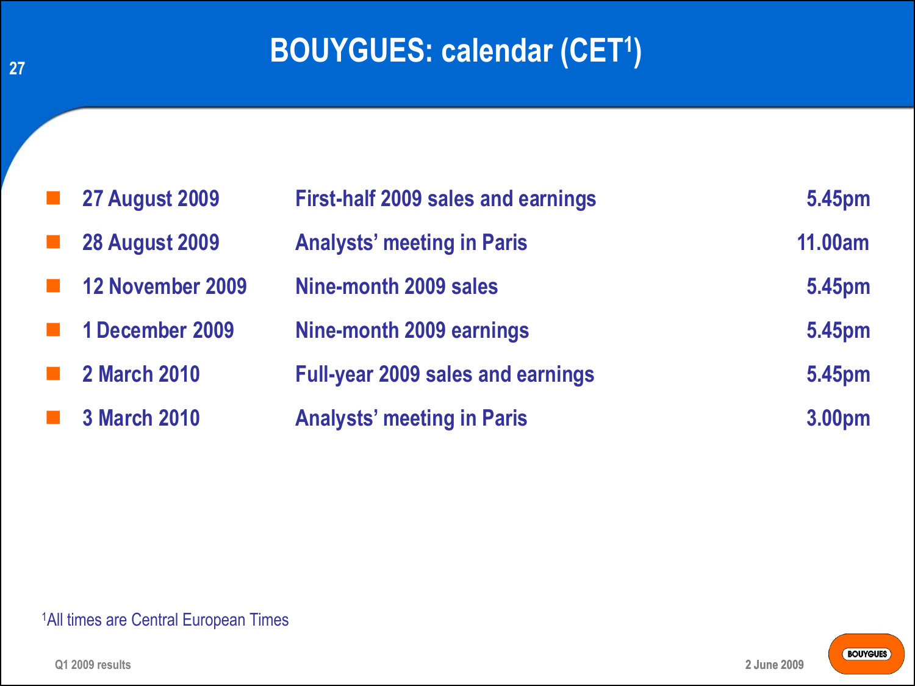# BOUYGUES: calendar (CET[1])

| | | |
|---|---|---|
| 27 August 2009 | First-half 2009 sales and earnings | 5.45pm |
| 28 August 2009 | Analysts' meeting in Paris | 11.00am |
| 12 November 2009 | Nine-month 2009 sales | 5.45pm |
| 1 December 2009 | Nine-month 2009 earnings | 5.45pm |
| 2 March 2010 | Full-year 2009 sales and earnings | 5.45pm |
| 3 March 2010 | Analysts' meeting in Paris | 3.00pm |

[1]All times are Central European Times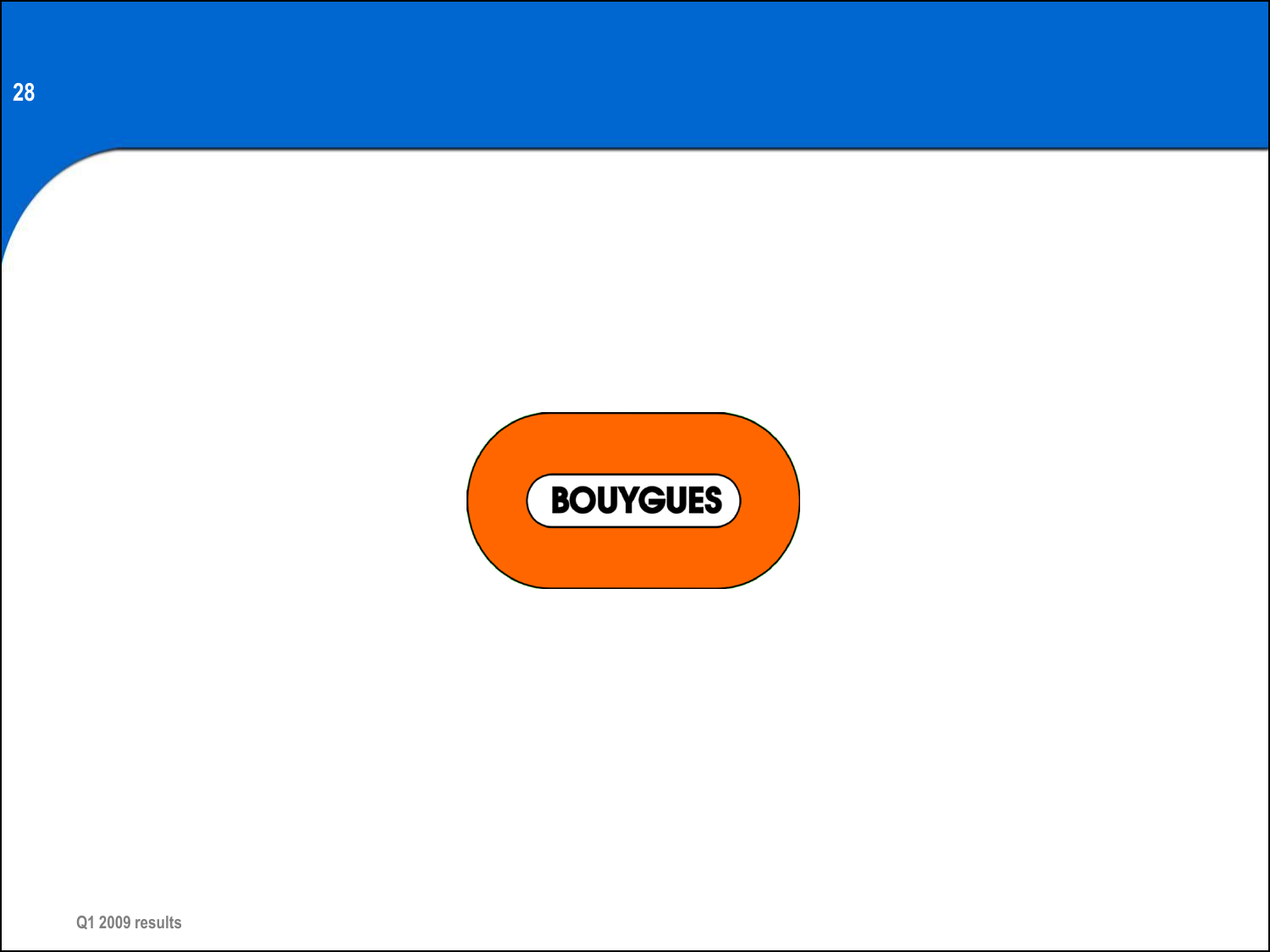BOUYGUES